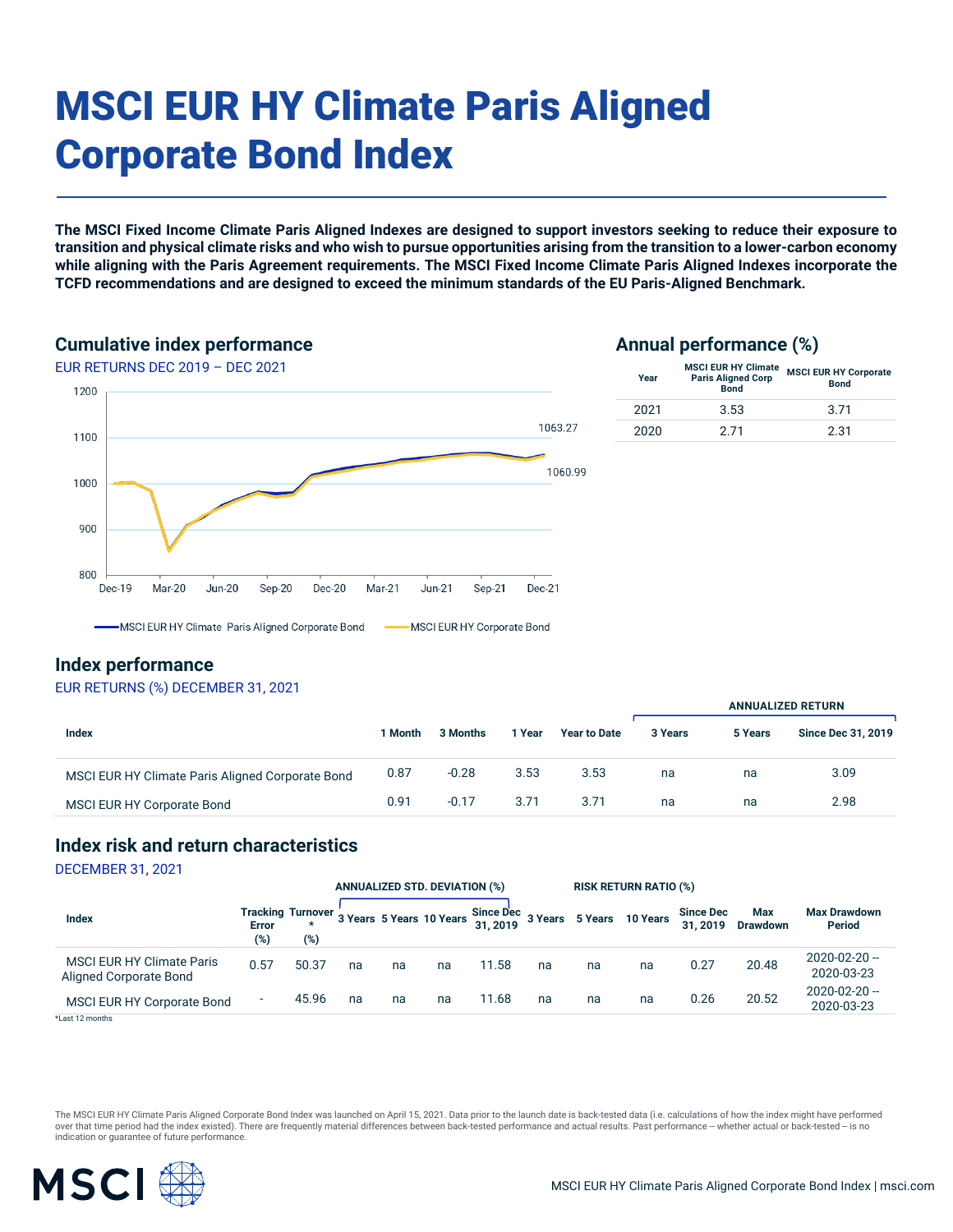# MSCI EUR HY Climate Paris Aligned Corporate Bond Index

**The MSCI Fixed Income Climate Paris Aligned Indexes are designed to support investors seeking to reduce their exposure to transition and physical climate risks and who wish to pursue opportunities arising from the transition to a lower-carbon economy while aligning with the Paris Agreement requirements. The MSCI Fixed Income Climate Paris Aligned Indexes incorporate the TCFD recommendations and are designed to exceed the minimum standards of the EU Paris-Aligned Benchmark.**

## Cumulative index performance

EUR RETURNS DEC 2019 – DEC 2021

1063.27

1060.99

MSCI EUR HY Climate Paris Aligned Corporate Bond — MSCI EUR HY Corporate Bond

## Annual performance (%)

| Year | MSCI EUR HY Climate Paris Aligned Corp Bond | MSCI EUR HY Corporate Bond |
|---|---|---|
| 2021 | 3.53 | 3.71 |
| 2020 | 2.71 | 2.31 |

## Index performance

EUR RETURNS (%) DECEMBER 31, 2021

| Index | 1 Month | 3 Months | 1 Year | Year to Date | ANNUALIZED RETURN 3 Years | 5 Years | Since Dec 31, 2019 |
|---|---|---|---|---|---|---|---|
| MSCI EUR HY Climate Paris Aligned Corporate Bond | 0.87 | -0.28 | 3.53 | 3.53 | na | na | 3.09 |
| MSCI EUR HY Corporate Bond | 0.91 | -0.17 | 3.71 | 3.71 | na | na | 2.98 |

## Index risk and return characteristics

DECEMBER 31, 2021

| | | | ANNUALIZED STD. DEVIATION (%) | | | | RISK RETURN RATIO (%) | | | | | |
|---|---|---|---|---|---|---|---|---|---|---|---|---|
| Index | Tracking Error (%) | Turnover * (%) | 3 Years | 5 Years | 10 Years | Since Dec 31, 2019 | 3 Years | 5 Years | 10 Years | Since Dec 31, 2019 | Max Drawdown | Max Drawdown Period |
| MSCI EUR HY Climate Paris Aligned Corporate Bond | 0.57 | 50.37 | na | na | na | 11.58 | na | na | na | 0.27 | 20.48 | 2020-02-20 -- 2020-03-23 |
| MSCI EUR HY Corporate Bond | - | 45.96 | na | na | na | 11.68 | na | na | na | 0.26 | 20.52 | 2020-02-20 -- 2020-03-23 |

*Last 12 months

The MSCI EUR HY Climate Paris Aligned Corporate Bond Index was launched on April 15, 2021. Data prior to the launch date is back-tested data (i.e. calculations of how the index might have performed over that time period had the index existed). There are frequently material differences between back-tested performance and actual results. Past performance – whether actual or back-tested – is no indication or guarantee of future performance.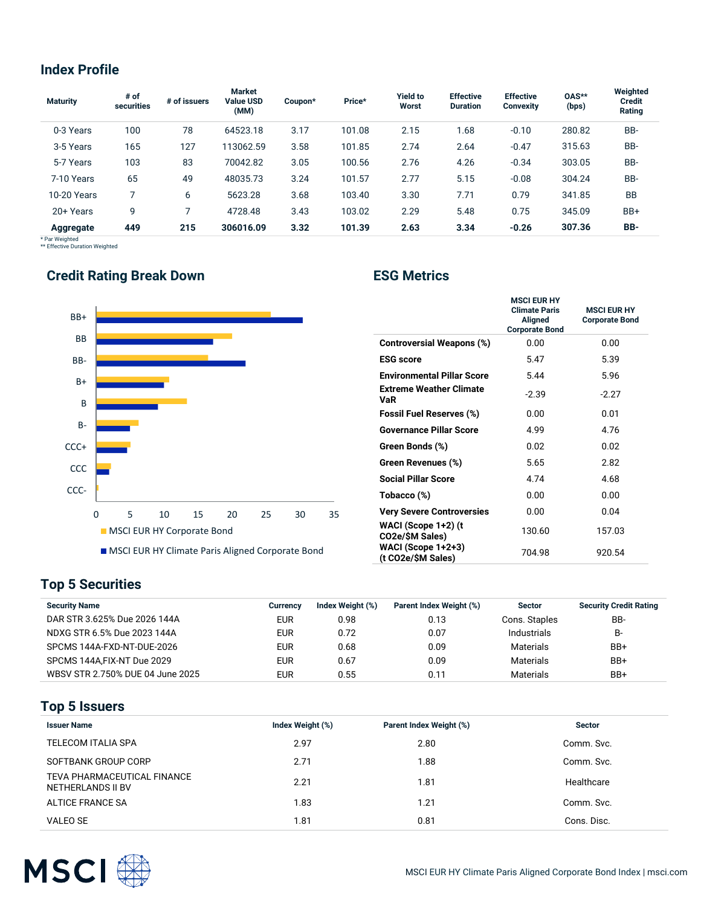## Index Profile

| Maturity | # of securities | # of issuers | Market Value USD (MM) | Coupon* | Price* | Yield to Worst | Effective Duration | Effective Convexity | OAS** (bps) | Weighted Credit Rating |
|---|---|---|---|---|---|---|---|---|---|---|
| 0-3 Years | 100 | 78 | 64523.18 | 3.17 | 101.08 | 2.15 | 1.68 | -0.10 | 280.82 | BB- |
| 3-5 Years | 165 | 127 | 113062.59 | 3.58 | 101.85 | 2.74 | 2.64 | -0.47 | 315.63 | BB- |
| 5-7 Years | 103 | 83 | 70042.82 | 3.05 | 100.56 | 2.76 | 4.26 | -0.34 | 303.05 | BB- |
| 7-10 Years | 65 | 49 | 48035.73 | 3.24 | 101.57 | 2.77 | 5.15 | -0.08 | 304.24 | BB- |
| 10-20 Years | 7 | 6 | 5623.28 | 3.68 | 103.40 | 3.30 | 7.71 | 0.79 | 341.85 | BB |
| 20+ Years | 9 | 7 | 4728.48 | 3.43 | 103.02 | 2.29 | 5.48 | 0.75 | 345.09 | BB+ |
| **Aggregate** | **449** | **215** | **306016.09** | **3.32** | **101.39** | **2.63** | **3.34** | **-0.26** | **307.36** | **BB-** |

\* Par Weighted
\*\* Effective Duration Weighted

## Credit Rating Break Down

MSCI EUR HY Corporate Bond
MSCI EUR HY Climate Paris Aligned Corporate Bond

## ESG Metrics

| | MSCI EUR HY Climate Paris Aligned Corporate Bond | MSCI EUR HY Corporate Bond |
|---|---|---|
| **Controversial Weapons (%)** | 0.00 | 0.00 |
| **ESG score** | 5.47 | 5.39 |
| **Environmental Pillar Score** | 5.44 | 5.96 |
| **Extreme Weather Climate VaR** | -2.39 | -2.27 |
| **Fossil Fuel Reserves (%)** | 0.00 | 0.01 |
| **Governance Pillar Score** | 4.99 | 4.76 |
| **Green Bonds (%)** | 0.02 | 0.02 |
| **Green Revenues (%)** | 5.65 | 2.82 |
| **Social Pillar Score** | 4.74 | 4.68 |
| **Tobacco (%)** | 0.00 | 0.00 |
| **Very Severe Controversies** | 0.00 | 0.04 |
| **WACI (Scope 1+2) (t CO2e/$M Sales)** | 130.60 | 157.03 |
| **WACI (Scope 1+2+3) (t CO2e/$M Sales)** | 704.98 | 920.54 |

## Top 5 Securities

| Security Name | Currency | Index Weight (%) | Parent Index Weight (%) | Sector | Security Credit Rating |
|---|---|---|---|---|---|
| DAR STR 3.625% Due 2026 144A | EUR | 0.98 | 0.13 | Cons. Staples | BB- |
| NDXG STR 6.5% Due 2023 144A | EUR | 0.72 | 0.07 | Industrials | B- |
| SPCMS 144A-FXD-NT-DUE-2026 | EUR | 0.68 | 0.09 | Materials | BB+ |
| SPCMS 144A,FIX-NT Due 2029 | EUR | 0.67 | 0.09 | Materials | BB+ |
| WBSV STR 2.750% DUE 04 June 2025 | EUR | 0.55 | 0.11 | Materials | BB+ |

## Top 5 Issuers

| Issuer Name | Index Weight (%) | Parent Index Weight (%) | Sector |
|---|---|---|---|
| TELECOM ITALIA SPA | 2.97 | 2.80 | Comm. Svc. |
| SOFTBANK GROUP CORP | 2.71 | 1.88 | Comm. Svc. |
| TEVA PHARMACEUTICAL FINANCE NETHERLANDS II BV | 2.21 | 1.81 | Healthcare |
| ALTICE FRANCE SA | 1.83 | 1.21 | Comm. Svc. |
| VALEO SE | 1.81 | 0.81 | Cons. Disc. |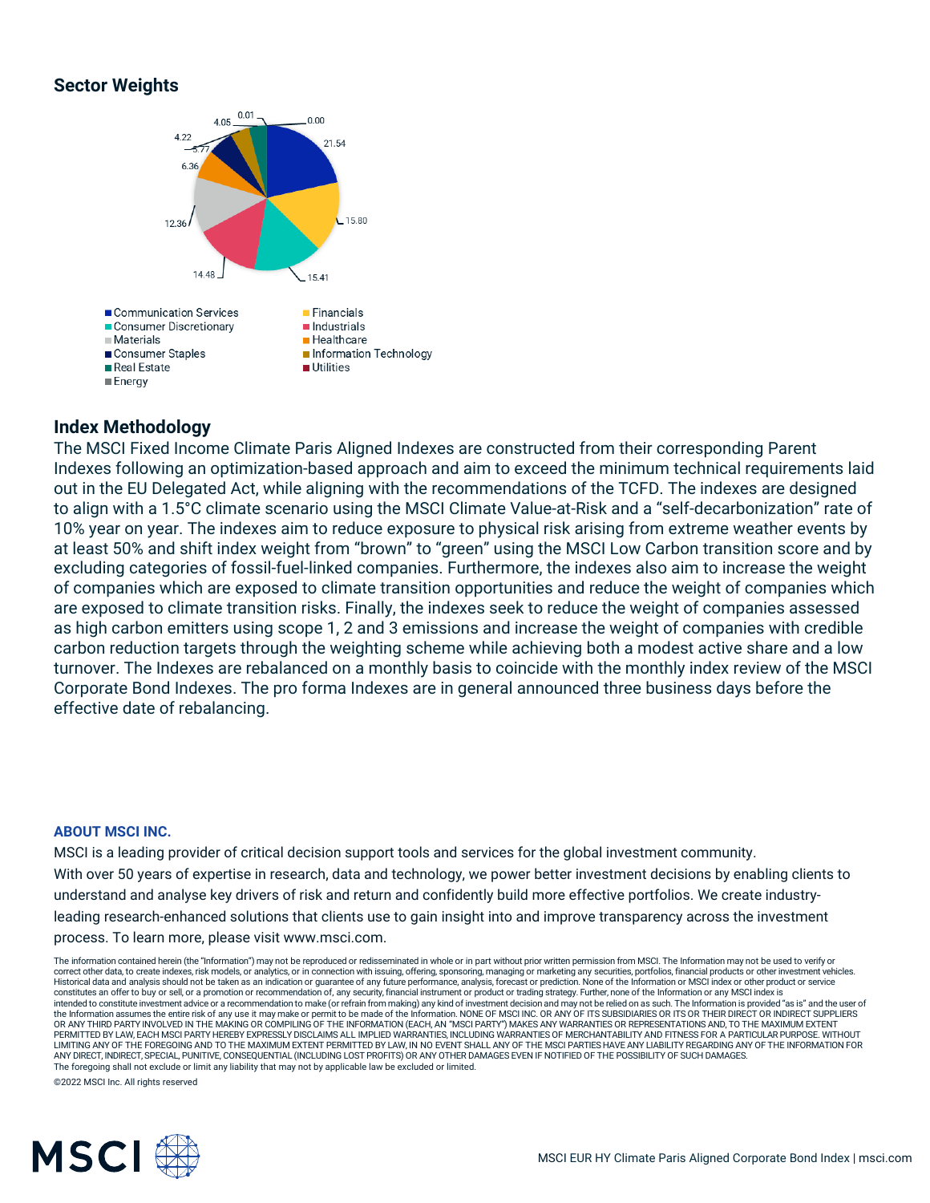## Sector Weights

0.01
0.00
4.05
4.22
3.77
21.54
6.36
15.80
12.36
14.48
15.41

- Communication Services
- Financials
- Consumer Discretionary
- Industrials
- Materials
- Healthcare
- Consumer Staples
- Information Technology
- Real Estate
- Utilities
- Energy

## Index Methodology

The MSCI Fixed Income Climate Paris Aligned Indexes are constructed from their corresponding Parent Indexes following an optimization-based approach and aim to exceed the minimum technical requirements laid out in the EU Delegated Act, while aligning with the recommendations of the TCFD. The indexes are designed to align with a 1.5°C climate scenario using the MSCI Climate Value-at-Risk and a "self-decarbonization" rate of 10% year on year. The indexes aim to reduce exposure to physical risk arising from extreme weather events by at least 50% and shift index weight from "brown" to "green" using the MSCI Low Carbon transition score and by excluding categories of fossil-fuel-linked companies. Furthermore, the indexes also aim to increase the weight of companies which are exposed to climate transition opportunities and reduce the weight of companies which are exposed to climate transition risks. Finally, the indexes seek to reduce the weight of companies assessed as high carbon emitters using scope 1, 2 and 3 emissions and increase the weight of companies with credible carbon reduction targets through the weighting scheme while achieving both a modest active share and a low turnover. The Indexes are rebalanced on a monthly basis to coincide with the monthly index review of the MSCI Corporate Bond Indexes. The pro forma Indexes are in general announced three business days before the effective date of rebalancing.

### ABOUT MSCI INC.

MSCI is a leading provider of critical decision support tools and services for the global investment community. With over 50 years of expertise in research, data and technology, we power better investment decisions by enabling clients to understand and analyse key drivers of risk and return and confidently build more effective portfolios. We create industry-leading research-enhanced solutions that clients use to gain insight into and improve transparency across the investment process. To learn more, please visit www.msci.com.

The information contained herein (the "Information") may not be reproduced or redisseminated in whole or in part without prior written permission from MSCI. The Information may not be used to verify or correct other data, to create indexes, risk models, or analytics, or in connection with issuing, offering, sponsoring, managing or marketing any securities, portfolios, financial products or other investment vehicles. Historical data and analysis should not be taken as an indication or guarantee of any future performance, analysis, forecast or prediction. None of the Information or MSCI index or other product or service constitutes an offer to buy or sell, or a promotion or recommendation of, any security, financial instrument or product or trading strategy. Further, none of the Information or any MSCI index is intended to constitute investment advice or a recommendation to make (or refrain from making) any kind of investment decision and may not be relied on as such. The Information is provided "as is" and the user of the Information assumes the entire risk of any use it may make or permit to be made of the Information. NONE OF MSCI INC. OR ANY OF ITS SUBSIDIARIES OR ITS OR THEIR DIRECT OR INDIRECT SUPPLIERS OR ANY THIRD PARTY INVOLVED IN THE MAKING OR COMPILING OF THE INFORMATION (EACH, AN "MSCI PARTY") MAKES ANY WARRANTIES OR REPRESENTATIONS AND, TO THE MAXIMUM EXTENT PERMITTED BY LAW, EACH MSCI PARTY HEREBY EXPRESSLY DISCLAIMS ALL IMPLIED WARRANTIES, INCLUDING WARRANTIES OF MERCHANTABILITY AND FITNESS FOR A PARTICULAR PURPOSE. WITHOUT LIMITING ANY OF THE FOREGOING AND TO THE MAXIMUM EXTENT PERMITTED BY LAW, IN NO EVENT SHALL ANY OF THE MSCI PARTIES HAVE ANY LIABILITY REGARDING ANY OF THE INFORMATION FOR ANY DIRECT, INDIRECT, SPECIAL, PUNITIVE, CONSEQUENTIAL (INCLUDING LOST PROFITS) OR ANY OTHER DAMAGES EVEN IF NOTIFIED OF THE POSSIBILITY OF SUCH DAMAGES. The foregoing shall not exclude or limit any liability that may not by applicable law be excluded or limited.

©2022 MSCI Inc. All rights reserved